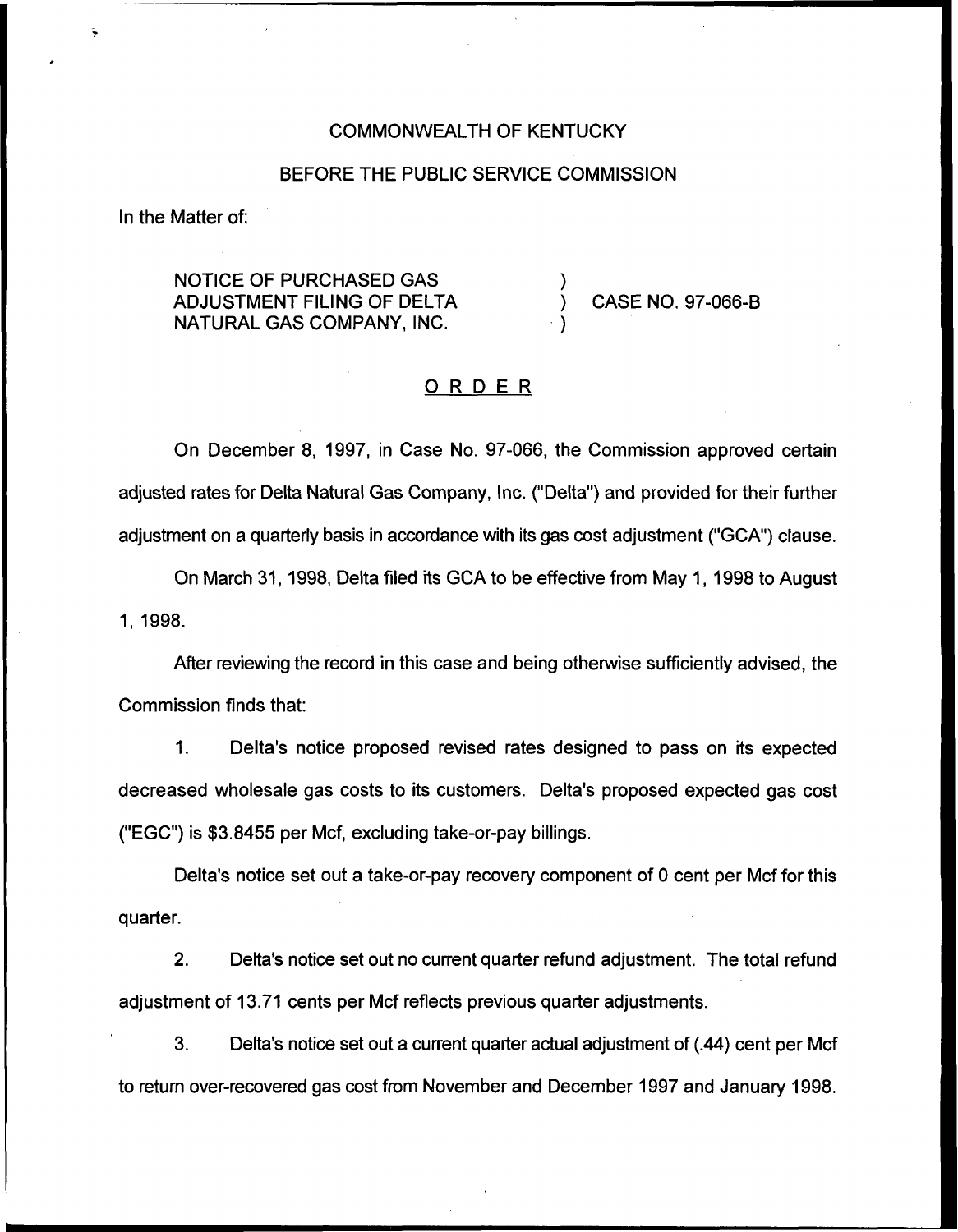COMMONWEALTH OF KENTUCKY

BEFORE THE PUBLIC SERVICE COMMISSION

In the Matter of:

NOTICE OF PURCHASED GAS ADJUSTMENT FILING OF DELTA NATURAL GAS COMPANY, INC. ) CASE NO. 97-066-B

## ORDER

On December 8, 1997, in Case No. 97-066, the Commission approved certain adjusted rates for Delta Natural Gas Company, Inc. ("Delta") and provided for their further adjustment on a quarterly basis in accordance with its gas cost adjustment ("GCA") clause.

On March 31, 1998, Delta filed its GCA to be effective from May 1, 1998 to August 1, 1998.

After reviewing the record in this case and being otherwise sufficiently advised, the Commission finds that:

1. Delta's notice proposed revised rates designed to pass on its expected decreased wholesale gas costs to its customers. Delta's proposed expected gas cost ("EGC") is $3.8455 per Mcf, excluding take-or-pay billings.

Delta's notice set out a take-or-pay recovery component of 0 cent per Mcf for this quarter.

2. Delta's notice set out no current quarter refund adjustment. The total refund adjustment of 13.71 cents per Mcf reflects previous quarter adjustments.

3. Delta's notice set out a current quarter actual adjustment of (.44) cent per Mcf to return over-recovered gas cost from November and December 1997 and January 1998.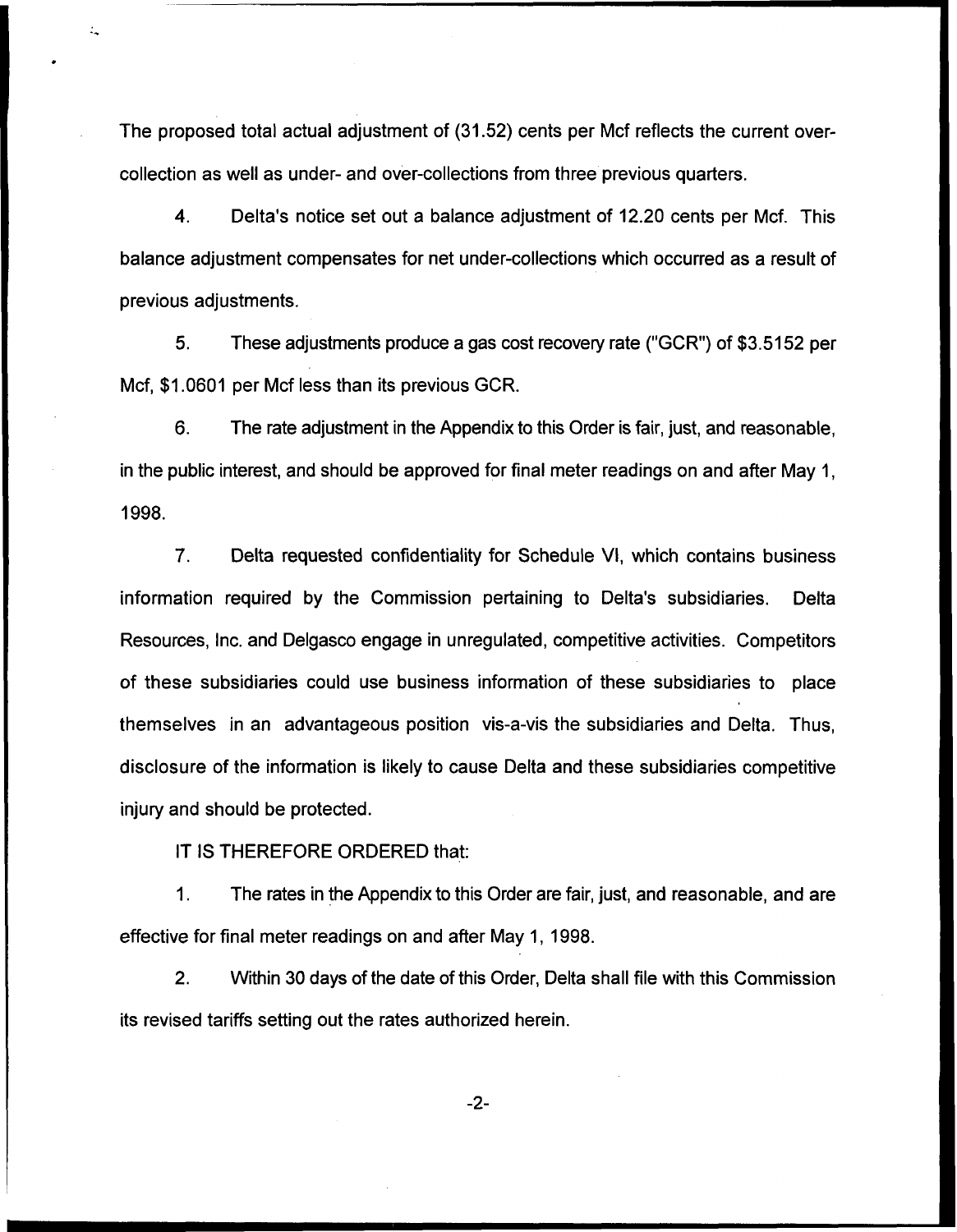The proposed total actual adjustment of (31.52) cents per Mcf reflects the current over-collection as well as under- and over-collections from three previous quarters.

4. Delta's notice set out a balance adjustment of 12.20 cents per Mcf. This balance adjustment compensates for net under-collections which occurred as a result of previous adjustments.

5. These adjustments produce a gas cost recovery rate ("GCR") of $3.5152 per Mcf, $1.0601 per Mcf less than its previous GCR.

6. The rate adjustment in the Appendix to this Order is fair, just, and reasonable, in the public interest, and should be approved for final meter readings on and after May 1, 1998.

7. Delta requested confidentiality for Schedule VI, which contains business information required by the Commission pertaining to Delta's subsidiaries. Delta Resources, Inc. and Delgasco engage in unregulated, competitive activities. Competitors of these subsidiaries could use business information of these subsidiaries to place themselves in an advantageous position vis-a-vis the subsidiaries and Delta. Thus, disclosure of the information is likely to cause Delta and these subsidiaries competitive injury and should be protected.

IT IS THEREFORE ORDERED that:

1. The rates in the Appendix to this Order are fair, just, and reasonable, and are effective for final meter readings on and after May 1, 1998.

2. Within 30 days of the date of this Order, Delta shall file with this Commission its revised tariffs setting out the rates authorized herein.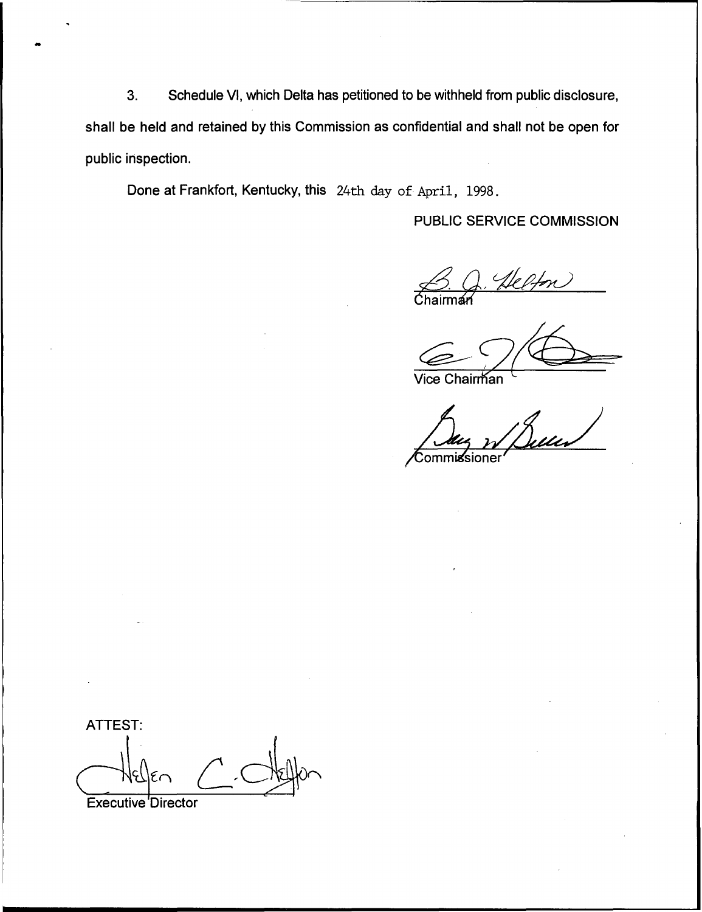3. Schedule VI, which Delta has petitioned to be withheld from public disclosure, shall be held and retained by this Commission as confidential and shall not be open for public inspection.

Done at Frankfort, Kentucky, this 24th day of April, 1998.

PUBLIC SERVICE COMMISSION

Chairman

Vice Chairman

Commissioner

ATTEST:

Executive Director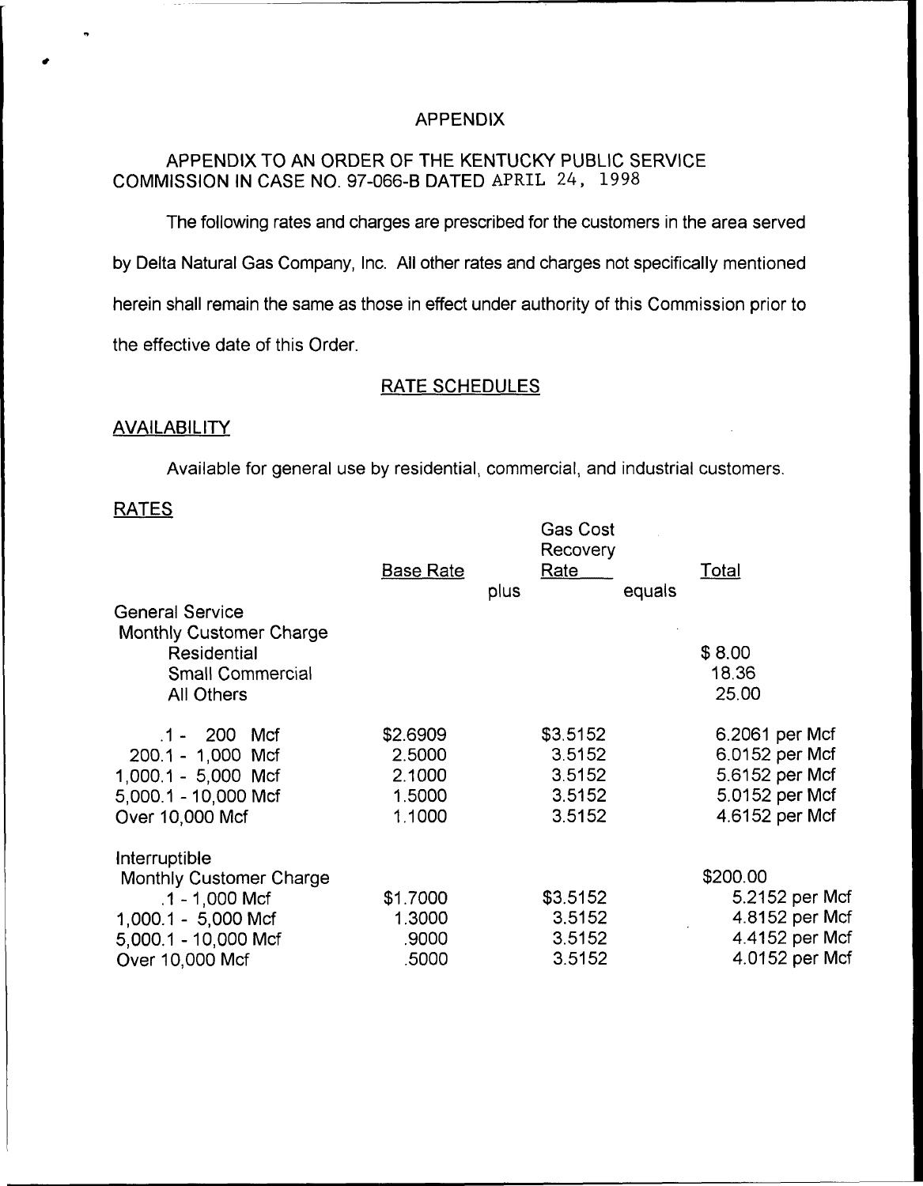# APPENDIX

APPENDIX TO AN ORDER OF THE KENTUCKY PUBLIC SERVICE COMMISSION IN CASE NO. 97-066-B DATED APRIL 24, 1998

The following rates and charges are prescribed for the customers in the area served by Delta Natural Gas Company, Inc. All other rates and charges not specifically mentioned herein shall remain the same as those in effect under authority of this Commission prior to the effective date of this Order.

## RATE SCHEDULES

### AVAILABILITY

Available for general use by residential, commercial, and industrial customers.

### RATES

| | Base Rate | plus | Gas Cost Recovery Rate | equals | Total |
|---|---|---|---|---|---|
| General Service | | | | | |
| Monthly Customer Charge | | | | | |
| Residential | | | | | $ 8.00 |
| Small Commercial | | | | | 18.36 |
| All Others | | | | | 25.00 |
| .1 - 200 Mcf | $2.6909 | | $3.5152 | | 6.2061 per Mcf |
| 200.1 - 1,000 Mcf | 2.5000 | | 3.5152 | | 6.0152 per Mcf |
| 1,000.1 - 5,000 Mcf | 2.1000 | | 3.5152 | | 5.6152 per Mcf |
| 5,000.1 - 10,000 Mcf | 1.5000 | | 3.5152 | | 5.0152 per Mcf |
| Over 10,000 Mcf | 1.1000 | | 3.5152 | | 4.6152 per Mcf |
| Interruptible | | | | | |
| Monthly Customer Charge | | | | | $200.00 |
| .1 - 1,000 Mcf | $1.7000 | | $3.5152 | | 5.2152 per Mcf |
| 1,000.1 - 5,000 Mcf | 1.3000 | | 3.5152 | | 4.8152 per Mcf |
| 5,000.1 - 10,000 Mcf | .9000 | | 3.5152 | | 4.4152 per Mcf |
| Over 10,000 Mcf | .5000 | | 3.5152 | | 4.0152 per Mcf |